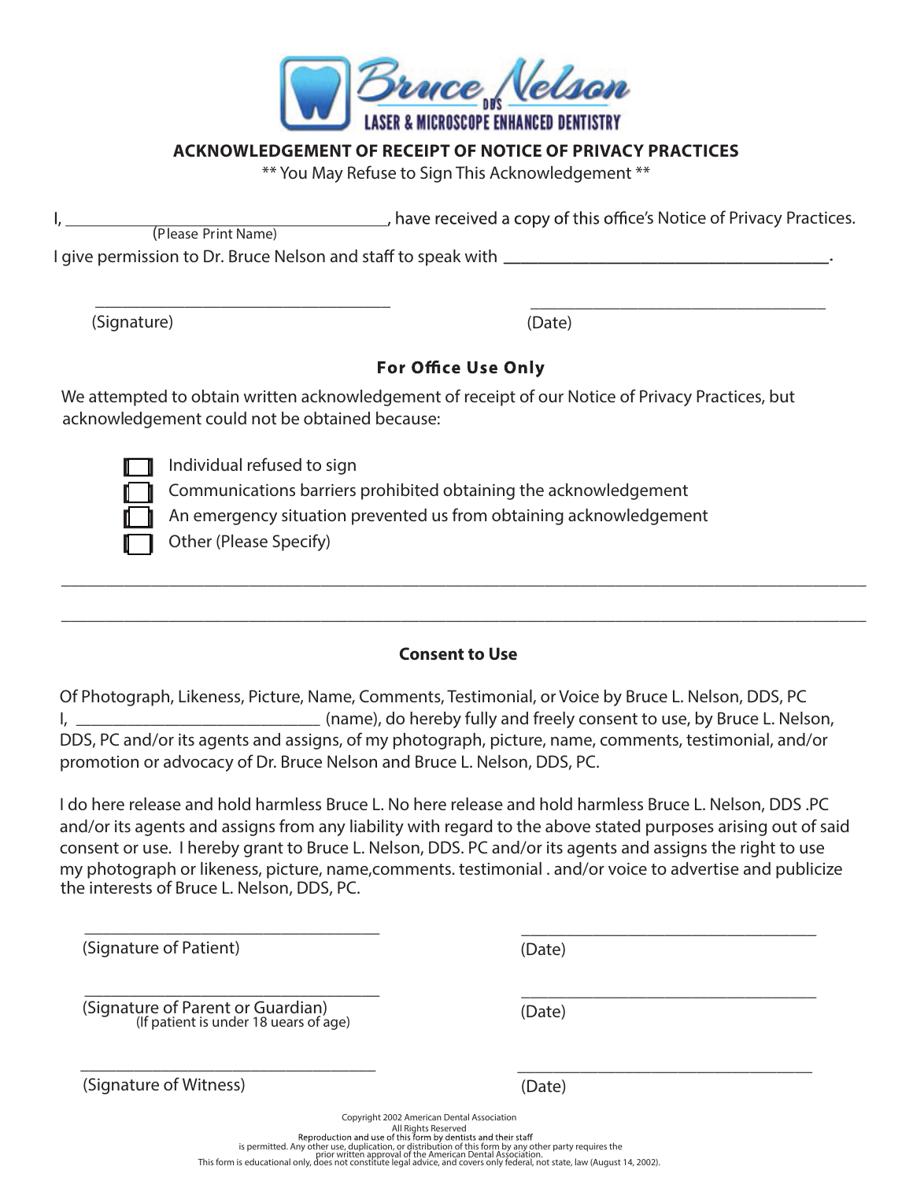Bruce Nelson DDS

LASER & MICROSCOPE ENHANCED DENTISTRY

## ACKNOWLEDGEMENT OF RECEIPT OF NOTICE OF PRIVACY PRACTICES

** You May Refuse to Sign This Acknowledgement **

I, _____________________________________, have received a copy of this office's Notice of Privacy Practices.
(Please Print Name)

I give permission to Dr. Bruce Nelson and staff to speak with _____________________________________.

__________________________________ __________________________________
(Signature) (Date)

### For Office Use Only

We attempted to obtain written acknowledgement of receipt of our Notice of Privacy Practices, but acknowledgement could not be obtained because:

- ☐ Individual refused to sign
- ☐ Communications barriers prohibited obtaining the acknowledgement
- ☐ An emergency situation prevented us from obtaining acknowledgement
- ☐ Other (Please Specify)

_____________________________________________________________________________________________

_____________________________________________________________________________________________

### Consent to Use

Of Photograph, Likeness, Picture, Name, Comments, Testimonial, or Voice by Bruce L. Nelson, DDS, PC
I, ___________________________ (name), do hereby fully and freely consent to use, by Bruce L. Nelson, DDS, PC and/or its agents and assigns, of my photograph, picture, name, comments, testimonial, and/or promotion or advocacy of Dr. Bruce Nelson and Bruce L. Nelson, DDS, PC.

I do here release and hold harmless Bruce L. No here release and hold harmless Bruce L. Nelson, DDS .PC and/or its agents and assigns from any liability with regard to the above stated purposes arising out of said consent or use. I hereby grant to Bruce L. Nelson, DDS. PC and/or its agents and assigns the right to use my photograph or likeness, picture, name,comments. testimonial . and/or voice to advertise and publicize the interests of Bruce L. Nelson, DDS, PC.

__________________________________ __________________________________
(Signature of Patient) (Date)

__________________________________ __________________________________
(Signature of Parent or Guardian) (Date)
(If patient is under 18 uears of age)

__________________________________ __________________________________
(Signature of Witness) (Date)

Copyright 2002 American Dental Association
All Rights Reserved
Reproduction and use of this form by dentists and their staff
is permitted. Any other use, duplication, or distribution of this form by any other party requires the prior written approval of the American Dental Association.
This form is educational only, does not constitute legal advice, and covers only federal, not state, law (August 14, 2002).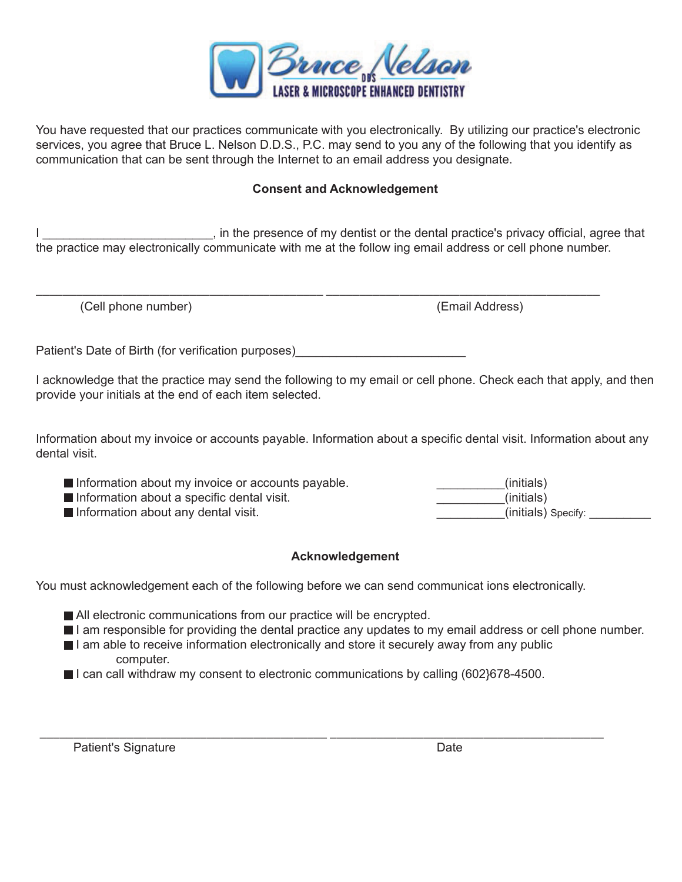Bruce Nelson DDS

LASER & MICROSCOPE ENHANCED DENTISTRY

You have requested that our practices communicate with you electronically. By utilizing our practice's electronic services, you agree that Bruce L. Nelson D.D.S., P.C. may send to you any of the following that you identify as communication that can be sent through the Internet to an email address you designate.

**Consent and Acknowledgement**

I ________________________, in the presence of my dentist or the dental practice's privacy official, agree that the practice may electronically communicate with me at the follow ing email address or cell phone number.

__________________________________________ __________________________________________

(Cell phone number) (Email Address)

Patient's Date of Birth (for verification purposes)________________________

I acknowledge that the practice may send the following to my email or cell phone. Check each that apply, and then provide your initials at the end of each item selected.

Information about my invoice or accounts payable. Information about a specific dental visit. Information about any dental visit.

- Information about my invoice or accounts payable. __________(initials)
- Information about a specific dental visit. __________(initials)
- Information about any dental visit. __________(initials) Specify: _________

**Acknowledgement**

You must acknowledgement each of the following before we can send communicat ions electronically.

- All electronic communications from our practice will be encrypted.
- I am responsible for providing the dental practice any updates to my email address or cell phone number.
- I am able to receive information electronically and store it securely away from any public computer.
- I can call withdraw my consent to electronic communications by calling (602}678-4500.

__________________________________________ __________________________________________

Patient's Signature Date